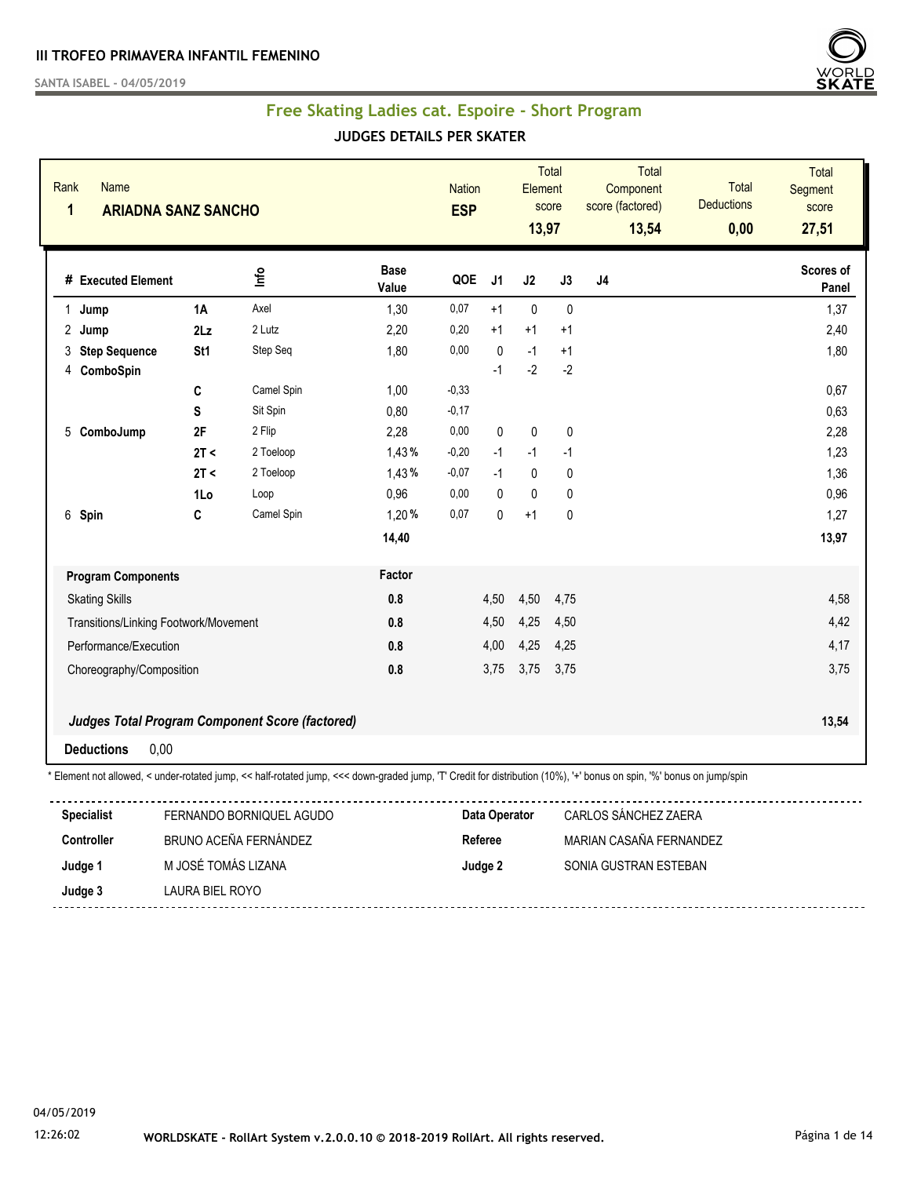**III TROFEO PRIMAVERA INFANTIL FEMENINO**

**SANTA ISABEL - 04/05/2019**

## Free Skating Ladies cat. Espoire - Short Program

### JUDGES DETAILS PER SKATER

| Rank | Name | Nation | Total Element score | Total Component score (factored) | Total Deductions | Total Segment score |
|---|---|---|---|---|---|---|
| 1 | ARIADNA SANZ SANCHO | ESP | 13,97 | 13,54 | 0,00 | 27,51 |

| # | Executed Element | | Info | Base Value | QOE | J1 | J2 | J3 | J4 | Scores of Panel |
|---|---|---|---|---|---|---|---|---|---|---|
| 1 | Jump | 1A | Axel | 1,30 | 0,07 | +1 | 0 | 0 | | 1,37 |
| 2 | Jump | 2Lz | 2 Lutz | 2,20 | 0,20 | +1 | +1 | +1 | | 2,40 |
| 3 | Step Sequence | St1 | Step Seq | 1,80 | 0,00 | 0 | -1 | +1 | | 1,80 |
| 4 | ComboSpin | | | | | -1 | -2 | -2 | | |
| | | C | Camel Spin | 1,00 | -0,33 | | | | | 0,67 |
| | | S | Sit Spin | 0,80 | -0,17 | | | | | 0,63 |
| 5 | ComboJump | 2F | 2 Flip | 2,28 | 0,00 | 0 | 0 | 0 | | 2,28 |
| | | 2T < | 2 Toeloop | 1,43 % | -0,20 | -1 | -1 | -1 | | 1,23 |
| | | 2T < | 2 Toeloop | 1,43 % | -0,07 | -1 | 0 | 0 | | 1,36 |
| | | 1Lo | Loop | 0,96 | 0,00 | 0 | 0 | 0 | | 0,96 |
| 6 | Spin | C | Camel Spin | 1,20 % | 0,07 | 0 | +1 | 0 | | 1,27 |
| | | | | 14,40 | | | | | | 13,97 |

| Program Components | Factor | J1 | J2 | J3 | J4 | |
|---|---|---|---|---|---|---|
| Skating Skills | 0.8 | 4,50 | 4,50 | 4,75 | | 4,58 |
| Transitions/Linking Footwork/Movement | 0.8 | 4,50 | 4,25 | 4,50 | | 4,42 |
| Performance/Execution | 0.8 | 4,00 | 4,25 | 4,25 | | 4,17 |
| Choreography/Composition | 0.8 | 3,75 | 3,75 | 3,75 | | 3,75 |

***Judges Total Program Component Score (factored)*** **13,54**

**Deductions** 0,00

\* Element not allowed, < under-rotated jump, << half-rotated jump, <<< down-graded jump, 'T' Credit for distribution (10%), '+' bonus on spin, '%' bonus on jump/spin

| | | | |
|---|---|---|---|
| **Specialist** | FERNANDO BORNIQUEL AGUDO | **Data Operator** | CARLOS SÁNCHEZ ZAERA |
| **Controller** | BRUNO ACEÑA FERNÁNDEZ | **Referee** | MARIAN CASAÑA FERNANDEZ |
| **Judge 1** | M JOSÉ TOMÁS LIZANA | **Judge 2** | SONIA GUSTRAN ESTEBAN |
| **Judge 3** | LAURA BIEL ROYO | | |

04/05/2019
12:26:02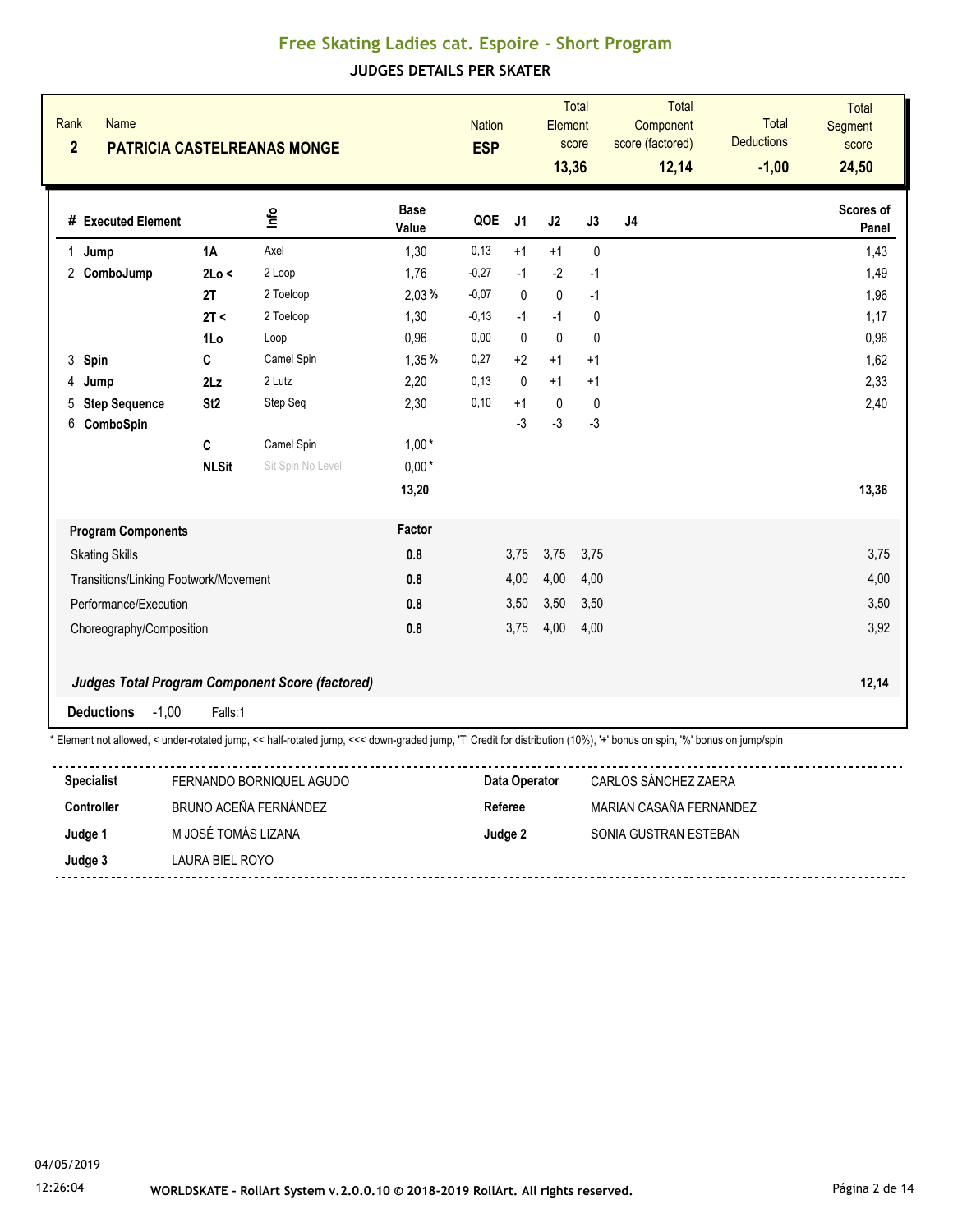# Free Skating Ladies cat. Espoire - Short Program

## JUDGES DETAILS PER SKATER

| Rank | Name | Nation | Total Element score | Total Component score (factored) | Total Deductions | Total Segment score |
|---|---|---|---|---|---|---|
| 2 | PATRICIA CASTELREANAS MONGE | ESP | 13,36 | 12,14 | -1,00 | 24,50 |

| # | Executed Element | | Info | Base Value | QOE | J1 | J2 | J3 | J4 | Scores of Panel |
|---|---|---|---|---|---|---|---|---|---|---|
| 1 | Jump | 1A | Axel | 1,30 | 0,13 | +1 | +1 | 0 | | 1,43 |
| 2 | ComboJump | 2Lo < | 2 Loop | 1,76 | -0,27 | -1 | -2 | -1 | | 1,49 |
| | | 2T | 2 Toeloop | 2,03 % | -0,07 | 0 | 0 | -1 | | 1,96 |
| | | 2T < | 2 Toeloop | 1,30 | -0,13 | -1 | -1 | 0 | | 1,17 |
| | | 1Lo | Loop | 0,96 | 0,00 | 0 | 0 | 0 | | 0,96 |
| 3 | Spin | C | Camel Spin | 1,35 % | 0,27 | +2 | +1 | +1 | | 1,62 |
| 4 | Jump | 2Lz | 2 Lutz | 2,20 | 0,13 | 0 | +1 | +1 | | 2,33 |
| 5 | Step Sequence | St2 | Step Seq | 2,30 | 0,10 | +1 | 0 | 0 | | 2,40 |
| 6 | ComboSpin | | | | | -3 | -3 | -3 | | |
| | | C | Camel Spin | 1,00 * | | | | | | |
| | | NLSit | Sit Spin No Level | 0,00 * | | | | | | |
| | | | | 13,20 | | | | | | 13,36 |

| Program Components | Factor | J1 | J2 | J3 | J4 | |
|---|---|---|---|---|---|---|
| Skating Skills | 0.8 | 3,75 | 3,75 | 3,75 | | 3,75 |
| Transitions/Linking Footwork/Movement | 0.8 | 4,00 | 4,00 | 4,00 | | 4,00 |
| Performance/Execution | 0.8 | 3,50 | 3,50 | 3,50 | | 3,50 |
| Choreography/Composition | 0.8 | 3,75 | 4,00 | 4,00 | | 3,92 |

***Judges Total Program Component Score (factored)*** **12,14**

**Deductions** -1,00 Falls:1

\* Element not allowed, < under-rotated jump, << half-rotated jump, <<< down-graded jump, 'T' Credit for distribution (10%), '+' bonus on spin, '%' bonus on jump/spin

| | | | |
|---|---|---|---|
| **Specialist** | FERNANDO BORNIQUEL AGUDO | **Data Operator** | CARLOS SÁNCHEZ ZAERA |
| **Controller** | BRUNO ACEÑA FERNÁNDEZ | **Referee** | MARIAN CASAÑA FERNANDEZ |
| **Judge 1** | M JOSÉ TOMÁS LIZANA | **Judge 2** | SONIA GUSTRAN ESTEBAN |
| **Judge 3** | LAURA BIEL ROYO | | |

04/05/2019
12:26:04

WORLDSKATE - RollArt System v.2.0.0.10 © 2018-2019 RollArt. All rights reserved.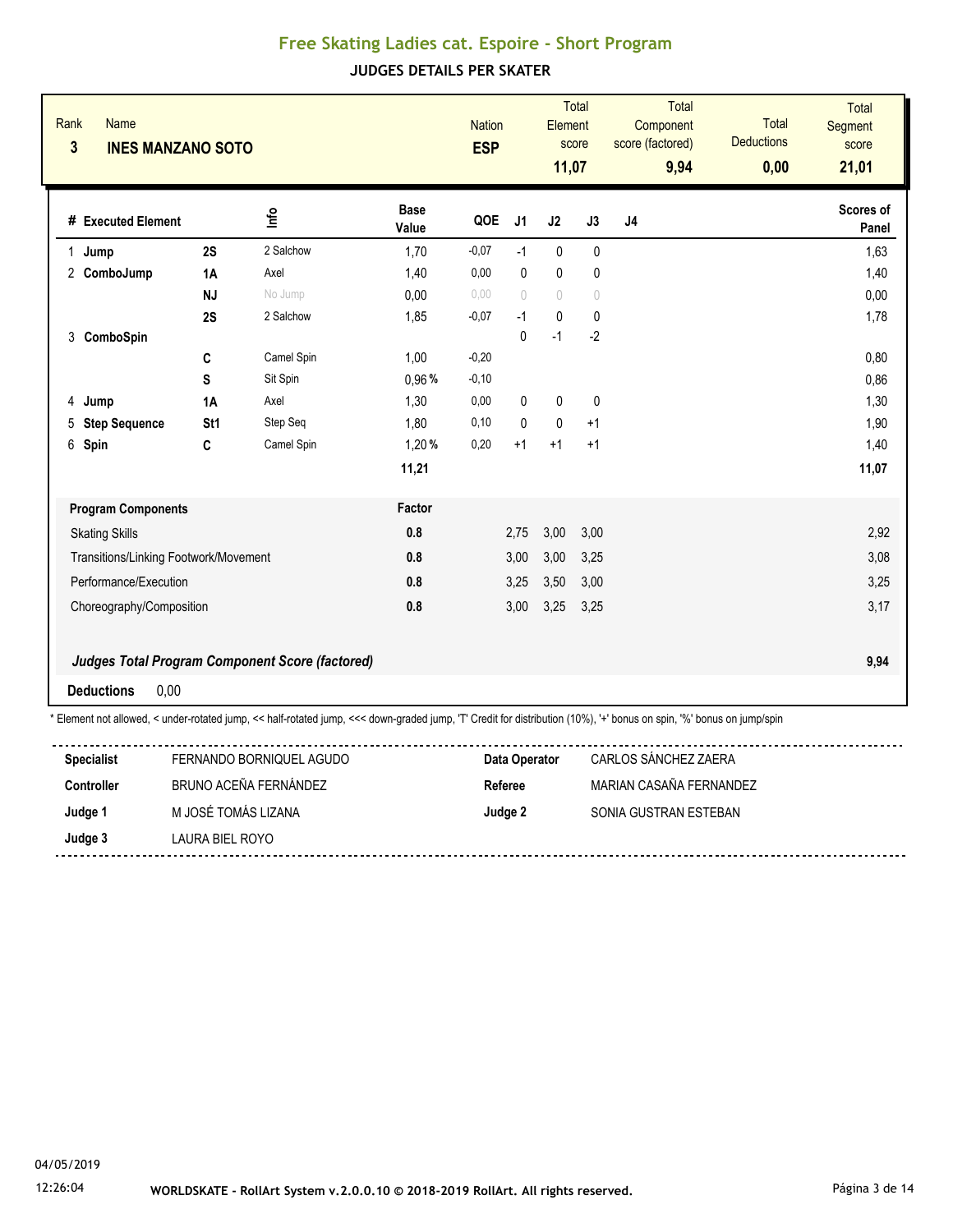# Free Skating Ladies cat. Espoire - Short Program

## JUDGES DETAILS PER SKATER

| Rank | Name | Nation | Total Element score | Total Component score (factored) | Total Deductions | Total Segment score |
|---|---|---|---|---|---|---|
| 3 | INES MANZANO SOTO | ESP | 11,07 | 9,94 | 0,00 | 21,01 |

| # | Executed Element | | Info | Base Value | QOE | J1 | J2 | J3 | J4 | Scores of Panel |
|---|---|---|---|---|---|---|---|---|---|---|
| 1 | Jump | 2S | 2 Salchow | 1,70 | -0,07 | -1 | 0 | 0 | | 1,63 |
| 2 | ComboJump | 1A | Axel | 1,40 | 0,00 | 0 | 0 | 0 | | 1,40 |
| | | NJ | No Jump | 0,00 | 0,00 | 0 | 0 | 0 | | 0,00 |
| | | 2S | 2 Salchow | 1,85 | -0,07 | -1 | 0 | 0 | | 1,78 |
| 3 | ComboSpin | | | | | 0 | -1 | -2 | | |
| | | C | Camel Spin | 1,00 | -0,20 | | | | | 0,80 |
| | | S | Sit Spin | 0,96 % | -0,10 | | | | | 0,86 |
| 4 | Jump | 1A | Axel | 1,30 | 0,00 | 0 | 0 | 0 | | 1,30 |
| 5 | Step Sequence | St1 | Step Seq | 1,80 | 0,10 | 0 | 0 | +1 | | 1,90 |
| 6 | Spin | C | Camel Spin | 1,20 % | 0,20 | +1 | +1 | +1 | | 1,40 |
| | | | | 11,21 | | | | | | 11,07 |

| Program Components | Factor | J1 | J2 | J3 | J4 | Scores of Panel |
|---|---|---|---|---|---|---|
| Skating Skills | 0.8 | 2,75 | 3,00 | 3,00 | | 2,92 |
| Transitions/Linking Footwork/Movement | 0.8 | 3,00 | 3,00 | 3,25 | | 3,08 |
| Performance/Execution | 0.8 | 3,25 | 3,50 | 3,00 | | 3,25 |
| Choreography/Composition | 0.8 | 3,00 | 3,25 | 3,25 | | 3,17 |
| ***Judges Total Program Component Score (factored)*** | | | | | | 9,94 |

**Deductions** 0,00

* Element not allowed, < under-rotated jump, << half-rotated jump, <<< down-graded jump, 'T' Credit for distribution (10%), '+' bonus on spin, '%' bonus on jump/spin

| | | | |
|---|---|---|---|
| **Specialist** | FERNANDO BORNIQUEL AGUDO | **Data Operator** | CARLOS SÁNCHEZ ZAERA |
| **Controller** | BRUNO ACEÑA FERNÁNDEZ | **Referee** | MARIAN CASAÑA FERNANDEZ |
| **Judge 1** | M JOSÉ TOMÁS LIZANA | **Judge 2** | SONIA GUSTRAN ESTEBAN |
| **Judge 3** | LAURA BIEL ROYO | | |

04/05/2019
12:26:04

WORLDSKATE - RollArt System v.2.0.0.10 © 2018-2019 RollArt. All rights reserved.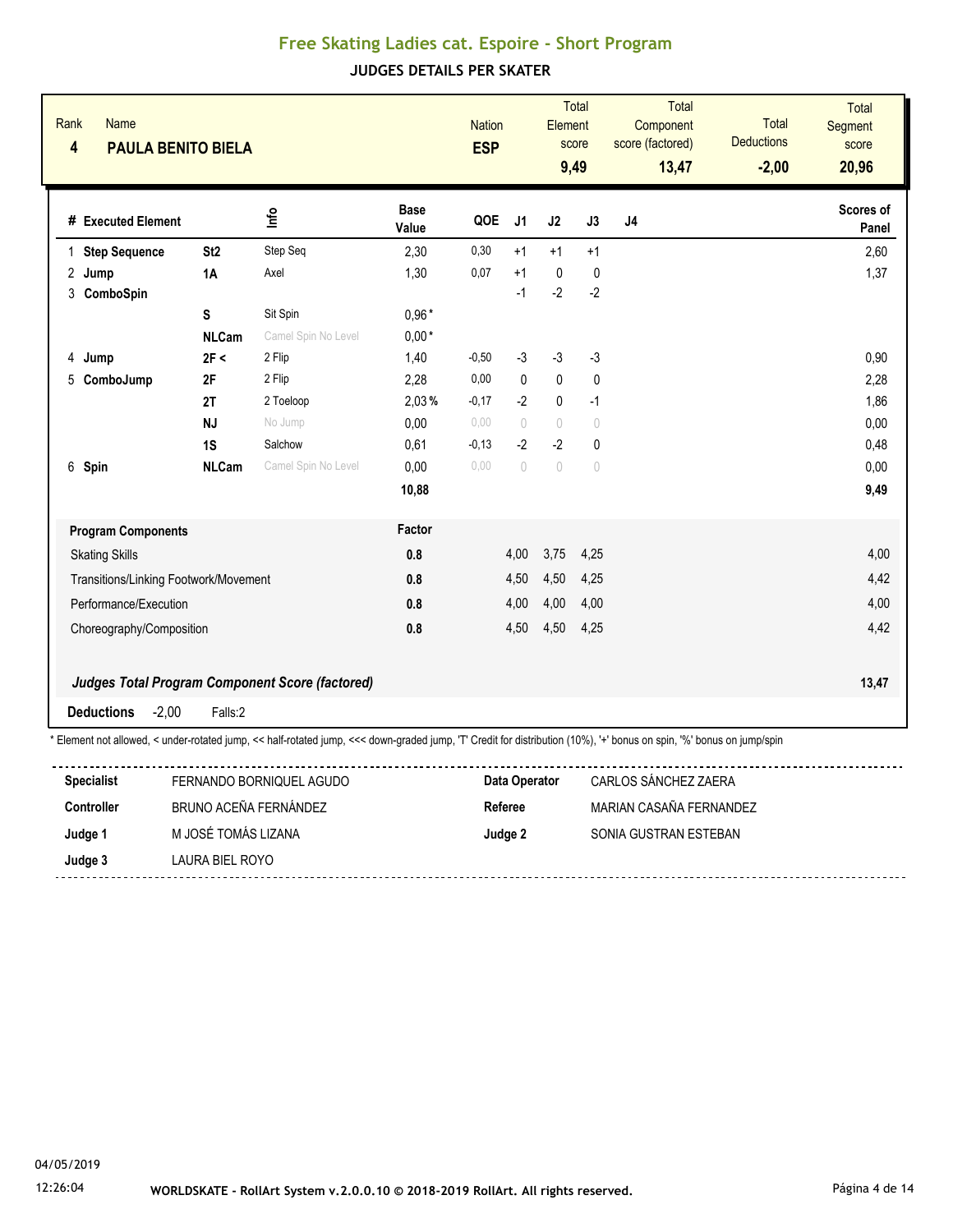# Free Skating Ladies cat. Espoire - Short Program

## JUDGES DETAILS PER SKATER

| Rank | Name | Nation | Total Element score | Total Component score (factored) | Total Deductions | Total Segment score |
|---|---|---|---|---|---|---|
| 4 | **PAULA BENITO BIELA** | **ESP** | **9,49** | **13,47** | **-2,00** | **20,96** |

| # | Executed Element | | Info | Base Value | QOE | J1 | J2 | J3 | J4 | Scores of Panel |
|---|---|---|---|---|---|---|---|---|---|---|
| 1 | **Step Sequence** | **St2** | Step Seq | 2,30 | 0,30 | +1 | +1 | +1 | | 2,60 |
| 2 | **Jump** | **1A** | Axel | 1,30 | 0,07 | +1 | 0 | 0 | | 1,37 |
| 3 | **ComboSpin** | | | | | -1 | -2 | -2 | | |
| | | **S** | Sit Spin | 0,96 * | | | | | | |
| | | **NLCam** | Camel Spin No Level | 0,00 * | | | | | | |
| 4 | **Jump** | **2F <** | 2 Flip | 1,40 | -0,50 | -3 | -3 | -3 | | 0,90 |
| 5 | **ComboJump** | **2F** | 2 Flip | 2,28 | 0,00 | 0 | 0 | 0 | | 2,28 |
| | | **2T** | 2 Toeloop | 2,03 % | -0,17 | -2 | 0 | -1 | | 1,86 |
| | | **NJ** | No Jump | 0,00 | 0,00 | 0 | 0 | 0 | | 0,00 |
| | | **1S** | Salchow | 0,61 | -0,13 | -2 | -2 | 0 | | 0,48 |
| 6 | **Spin** | **NLCam** | Camel Spin No Level | 0,00 | 0,00 | 0 | 0 | 0 | | 0,00 |
| | | | | **10,88** | | | | | | **9,49** |

| **Program Components** | **Factor** | J1 | J2 | J3 | J4 | |
|---|---|---|---|---|---|---|
| Skating Skills | **0.8** | 4,00 | 3,75 | 4,25 | | 4,00 |
| Transitions/Linking Footwork/Movement | **0.8** | 4,50 | 4,50 | 4,25 | | 4,42 |
| Performance/Execution | **0.8** | 4,00 | 4,00 | 4,00 | | 4,00 |
| Choreography/Composition | **0.8** | 4,50 | 4,50 | 4,25 | | 4,42 |
| ***Judges Total Program Component Score (factored)*** | | | | | | **13,47** |

**Deductions** -2,00 Falls:2

\* Element not allowed, < under-rotated jump, << half-rotated jump, <<< down-graded jump, 'T' Credit for distribution (10%), '+' bonus on spin, '%' bonus on jump/spin

| | | | |
|---|---|---|---|
| **Specialist** | FERNANDO BORNIQUEL AGUDO | **Data Operator** | CARLOS SÁNCHEZ ZAERA |
| **Controller** | BRUNO ACEÑA FERNÁNDEZ | **Referee** | MARIAN CASAÑA FERNANDEZ |
| **Judge 1** | M JOSÉ TOMÁS LIZANA | **Judge 2** | SONIA GUSTRAN ESTEBAN |
| **Judge 3** | LAURA BIEL ROYO | | |

04/05/2019
12:26:04

WORLDSKATE - RollArt System v.2.0.0.10 © 2018-2019 RollArt. All rights reserved.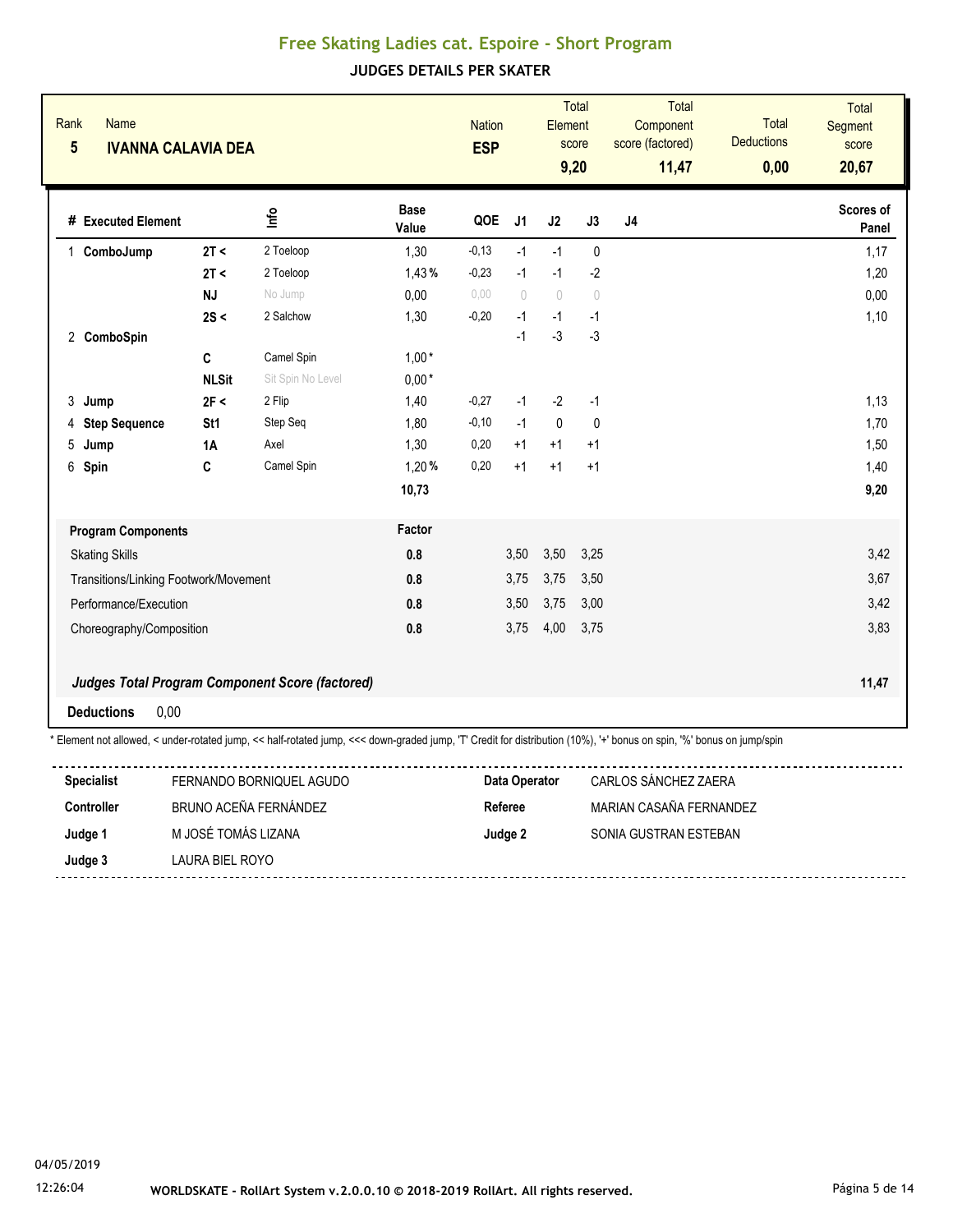# Free Skating Ladies cat. Espoire - Short Program

## JUDGES DETAILS PER SKATER

| Rank | Name | Nation | Total Element score | Total Component score (factored) | Total Deductions | Total Segment score |
|---|---|---|---|---|---|---|
| 5 | **IVANNA CALAVIA DEA** | **ESP** | **9,20** | **11,47** | **0,00** | **20,67** |

| # | Executed Element | | Info | Base Value | QOE | J1 | J2 | J3 | J4 | Scores of Panel |
|---|---|---|---|---|---|---|---|---|---|---|
| 1 | **ComboJump** | **2T <** | 2 Toeloop | 1,30 | -0,13 | -1 | -1 | 0 | | 1,17 |
| | | **2T <** | 2 Toeloop | 1,43 % | -0,23 | -1 | -1 | -2 | | 1,20 |
| | | **NJ** | No Jump | 0,00 | 0,00 | 0 | 0 | 0 | | 0,00 |
| | | **2S <** | 2 Salchow | 1,30 | -0,20 | -1 | -1 | -1 | | 1,10 |
| 2 | **ComboSpin** | | | | | -1 | -3 | -3 | | |
| | | **C** | Camel Spin | 1,00 * | | | | | | |
| | | **NLSit** | Sit Spin No Level | 0,00 * | | | | | | |
| 3 | **Jump** | **2F <** | 2 Flip | 1,40 | -0,27 | -1 | -2 | -1 | | 1,13 |
| 4 | **Step Sequence** | **St1** | Step Seq | 1,80 | -0,10 | -1 | 0 | 0 | | 1,70 |
| 5 | **Jump** | **1A** | Axel | 1,30 | 0,20 | +1 | +1 | +1 | | 1,50 |
| 6 | **Spin** | **C** | Camel Spin | 1,20 % | 0,20 | +1 | +1 | +1 | | 1,40 |
| | | | | **10,73** | | | | | | **9,20** |

| Program Components | Factor | J1 | J2 | J3 | J4 | |
|---|---|---|---|---|---|---|
| Skating Skills | **0.8** | 3,50 | 3,50 | 3,25 | | 3,42 |
| Transitions/Linking Footwork/Movement | **0.8** | 3,75 | 3,75 | 3,50 | | 3,67 |
| Performance/Execution | **0.8** | 3,50 | 3,75 | 3,00 | | 3,42 |
| Choreography/Composition | **0.8** | 3,75 | 4,00 | 3,75 | | 3,83 |
| ***Judges Total Program Component Score (factored)*** | | | | | | **11,47** |

**Deductions** 0,00

\* Element not allowed, < under-rotated jump, << half-rotated jump, <<< down-graded jump, 'T' Credit for distribution (10%), '+' bonus on spin, '%' bonus on jump/spin

| | | | |
|---|---|---|---|
| **Specialist** | FERNANDO BORNIQUEL AGUDO | **Data Operator** | CARLOS SÁNCHEZ ZAERA |
| **Controller** | BRUNO ACEÑA FERNÁNDEZ | **Referee** | MARIAN CASAÑA FERNANDEZ |
| **Judge 1** | M JOSÉ TOMÁS LIZANA | **Judge 2** | SONIA GUSTRAN ESTEBAN |
| **Judge 3** | LAURA BIEL ROYO | | |

04/05/2019
12:26:04

WORLDSKATE - RollArt System v.2.0.0.10 © 2018-2019 RollArt. All rights reserved.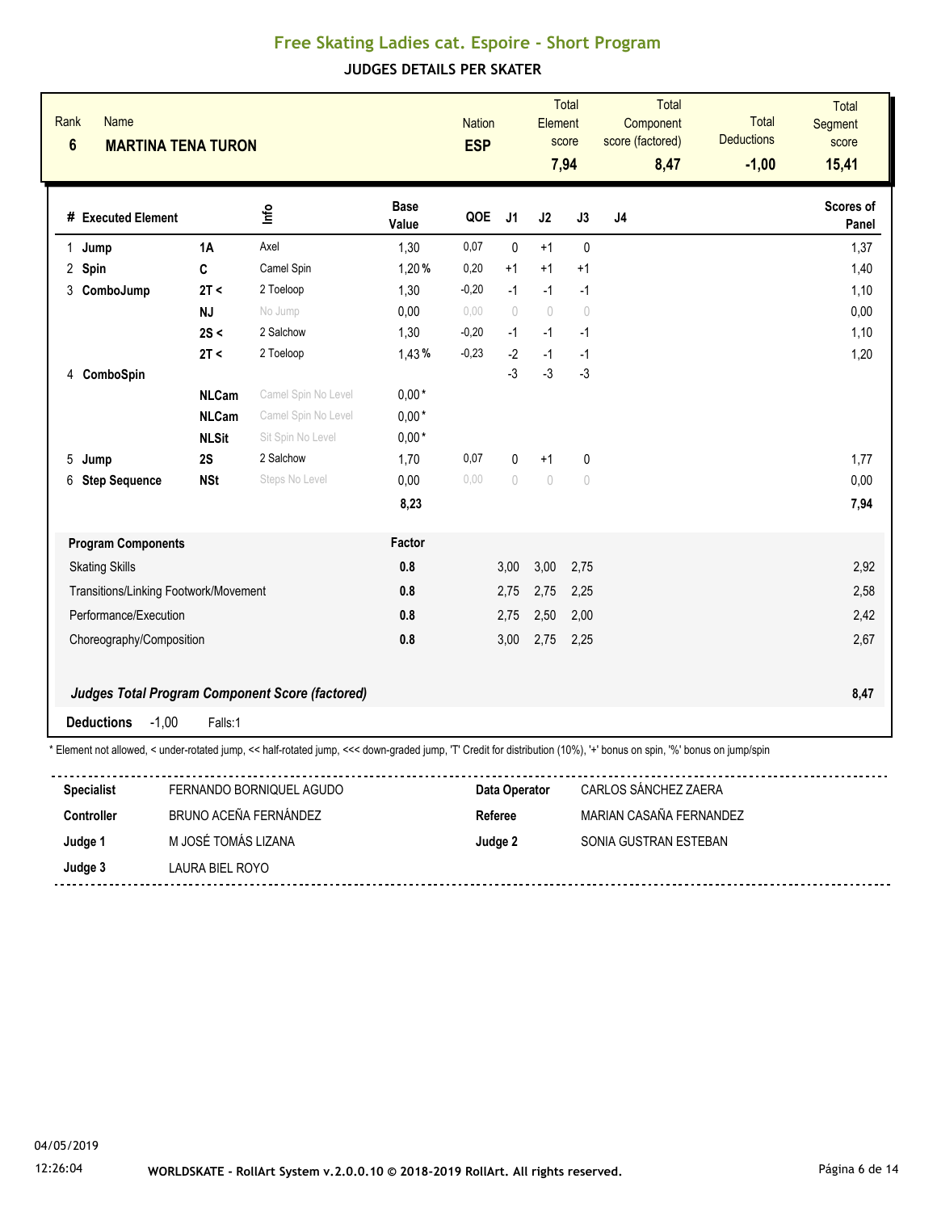# Free Skating Ladies cat. Espoire - Short Program

## JUDGES DETAILS PER SKATER

| Rank | Name | Nation | Total Element score | Total Component score (factored) | Total Deductions | Total Segment score |
|---|---|---|---|---|---|---|
| 6 | MARTINA TENA TURON | ESP | 7,94 | 8,47 | -1,00 | 15,41 |

| # | Executed Element | | Info | Base Value | QOE | J1 | J2 | J3 | J4 | Scores of Panel |
|---|---|---|---|---|---|---|---|---|---|---|
| 1 | Jump | 1A | Axel | 1,30 | 0,07 | 0 | +1 | 0 | | 1,37 |
| 2 | Spin | C | Camel Spin | 1,20 % | 0,20 | +1 | +1 | +1 | | 1,40 |
| 3 | ComboJump | 2T < | 2 Toeloop | 1,30 | -0,20 | -1 | -1 | -1 | | 1,10 |
| | | NJ | No Jump | 0,00 | 0,00 | 0 | 0 | 0 | | 0,00 |
| | | 2S < | 2 Salchow | 1,30 | -0,20 | -1 | -1 | -1 | | 1,10 |
| | | 2T < | 2 Toeloop | 1,43 % | -0,23 | -2 | -1 | -1 | | 1,20 |
| 4 | ComboSpin | | | | | -3 | -3 | -3 | | |
| | | NLCam | Camel Spin No Level | 0,00 * | | | | | | |
| | | NLCam | Camel Spin No Level | 0,00 * | | | | | | |
| | | NLSit | Sit Spin No Level | 0,00 * | | | | | | |
| 5 | Jump | 2S | 2 Salchow | 1,70 | 0,07 | 0 | +1 | 0 | | 1,77 |
| 6 | Step Sequence | NSt | Steps No Level | 0,00 | 0,00 | 0 | 0 | 0 | | 0,00 |
| | | | | 8,23 | | | | | | 7,94 |

| Program Components | Factor | J1 | J2 | J3 | J4 | |
|---|---|---|---|---|---|---|
| Skating Skills | 0.8 | 3,00 | 3,00 | 2,75 | | 2,92 |
| Transitions/Linking Footwork/Movement | 0.8 | 2,75 | 2,75 | 2,25 | | 2,58 |
| Performance/Execution | 0.8 | 2,75 | 2,50 | 2,00 | | 2,42 |
| Choreography/Composition | 0.8 | 3,00 | 2,75 | 2,25 | | 2,67 |

***Judges Total Program Component Score (factored)*** **8,47**

**Deductions** -1,00 Falls:1

\* Element not allowed, < under-rotated jump, << half-rotated jump, <<< down-graded jump, 'T' Credit for distribution (10%), '+' bonus on spin, '%' bonus on jump/spin

| | | | |
|---|---|---|---|
| **Specialist** | FERNANDO BORNIQUEL AGUDO | **Data Operator** | CARLOS SÁNCHEZ ZAERA |
| **Controller** | BRUNO ACEÑA FERNÁNDEZ | **Referee** | MARIAN CASAÑA FERNANDEZ |
| **Judge 1** | M JOSÉ TOMÁS LIZANA | **Judge 2** | SONIA GUSTRAN ESTEBAN |
| **Judge 3** | LAURA BIEL ROYO | | |

04/05/2019
12:26:04

WORLDSKATE - RollArt System v.2.0.0.10 © 2018-2019 RollArt. All rights reserved.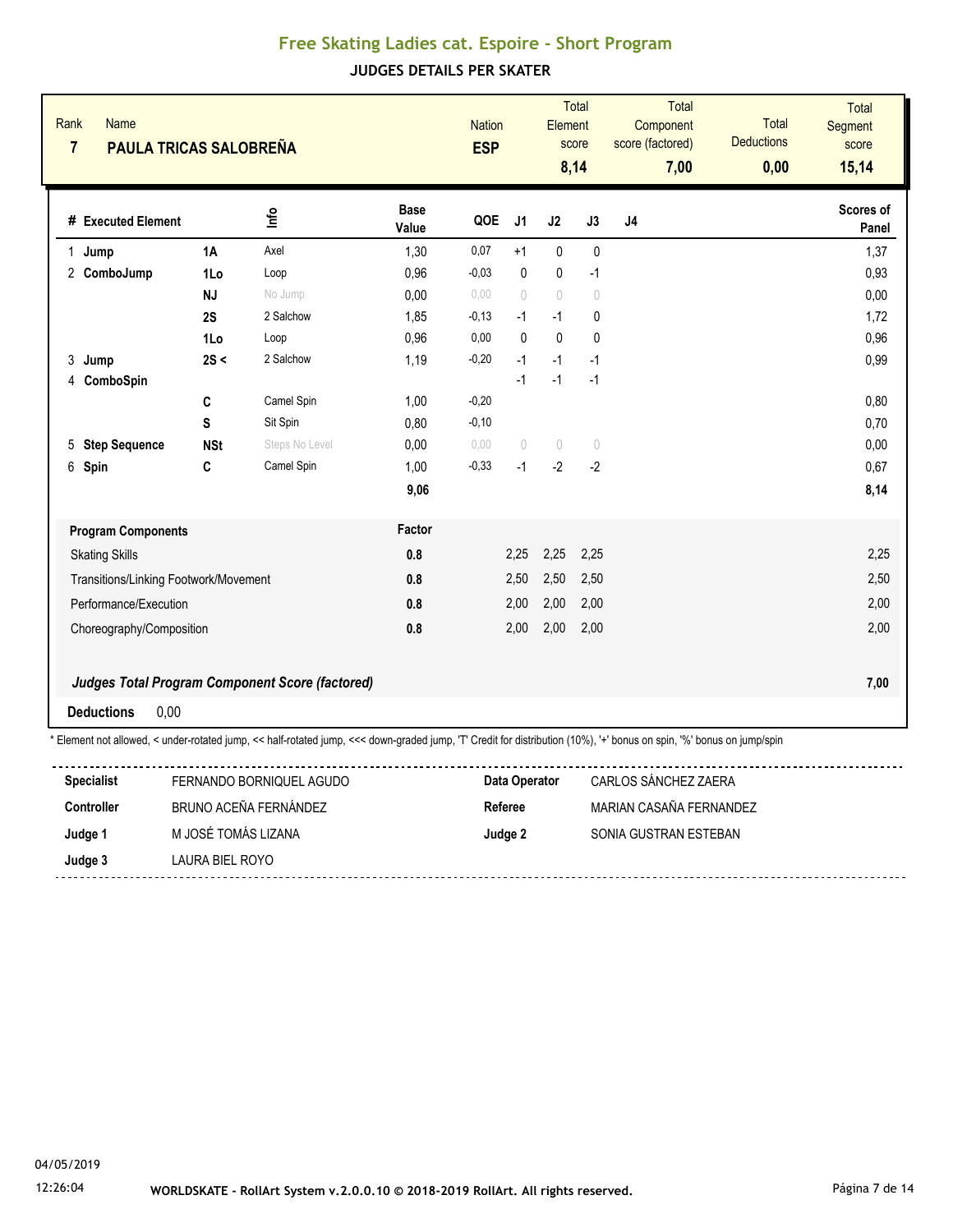# Free Skating Ladies cat. Espoire - Short Program

## JUDGES DETAILS PER SKATER

| Rank | Name | Nation | Total Element score | Total Component score (factored) | Total Deductions | Total Segment score |
|---|---|---|---|---|---|---|
| 7 | PAULA TRICAS SALOBREÑA | ESP | 8,14 | 7,00 | 0,00 | 15,14 |

| # | Executed Element | | Info | Base Value | QOE | J1 | J2 | J3 | J4 | Scores of Panel |
|---|---|---|---|---|---|---|---|---|---|---|
| 1 | Jump | 1A | Axel | 1,30 | 0,07 | +1 | 0 | 0 | | 1,37 |
| 2 | ComboJump | 1Lo | Loop | 0,96 | -0,03 | 0 | 0 | -1 | | 0,93 |
| | | NJ | No Jump | 0,00 | 0,00 | 0 | 0 | 0 | | 0,00 |
| | | 2S | 2 Salchow | 1,85 | -0,13 | -1 | -1 | 0 | | 1,72 |
| | | 1Lo | Loop | 0,96 | 0,00 | 0 | 0 | 0 | | 0,96 |
| 3 | Jump | 2S < | 2 Salchow | 1,19 | -0,20 | -1 | -1 | -1 | | 0,99 |
| 4 | ComboSpin | | | | | -1 | -1 | -1 | | |
| | | C | Camel Spin | 1,00 | -0,20 | | | | | 0,80 |
| | | S | Sit Spin | 0,80 | -0,10 | | | | | 0,70 |
| 5 | Step Sequence | NSt | Steps No Level | 0,00 | 0,00 | 0 | 0 | 0 | | 0,00 |
| 6 | Spin | C | Camel Spin | 1,00 | -0,33 | -1 | -2 | -2 | | 0,67 |
| | | | | 9,06 | | | | | | 8,14 |

| Program Components | Factor | J1 | J2 | J3 | J4 | |
|---|---|---|---|---|---|---|
| Skating Skills | 0.8 | 2,25 | 2,25 | 2,25 | | 2,25 |
| Transitions/Linking Footwork/Movement | 0.8 | 2,50 | 2,50 | 2,50 | | 2,50 |
| Performance/Execution | 0.8 | 2,00 | 2,00 | 2,00 | | 2,00 |
| Choreography/Composition | 0.8 | 2,00 | 2,00 | 2,00 | | 2,00 |

***Judges Total Program Component Score (factored)*** **7,00**

**Deductions** 0,00

\* Element not allowed, < under-rotated jump, << half-rotated jump, <<< down-graded jump, 'T' Credit for distribution (10%), '+' bonus on spin, '%' bonus on jump/spin

| | | | |
|---|---|---|---|
| **Specialist** | FERNANDO BORNIQUEL AGUDO | **Data Operator** | CARLOS SÁNCHEZ ZAERA |
| **Controller** | BRUNO ACEÑA FERNÁNDEZ | **Referee** | MARIAN CASAÑA FERNANDEZ |
| **Judge 1** | M JOSÉ TOMÁS LIZANA | **Judge 2** | SONIA GUSTRAN ESTEBAN |
| **Judge 3** | LAURA BIEL ROYO | | |

04/05/2019
12:26:04

WORLDSKATE - RollArt System v.2.0.0.10 © 2018-2019 RollArt. All rights reserved.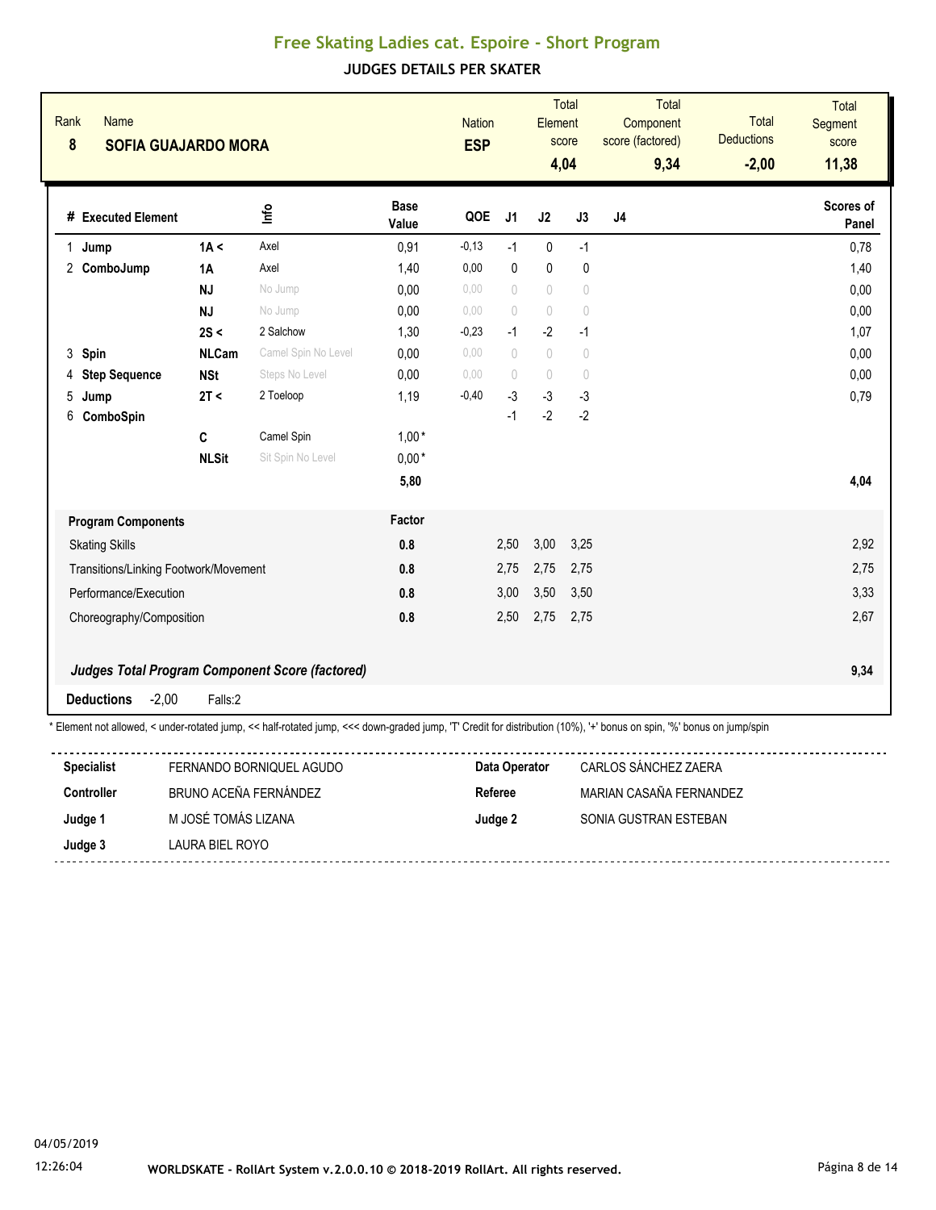# Free Skating Ladies cat. Espoire - Short Program

## JUDGES DETAILS PER SKATER

| Rank | Name | Nation | Total Element score | Total Component score (factored) | Total Deductions | Total Segment score |
|---|---|---|---|---|---|---|
| 8 | SOFIA GUAJARDO MORA | ESP | 4,04 | 9,34 | -2,00 | 11,38 |

| # | Executed Element | | Info | Base Value | QOE | J1 | J2 | J3 | J4 | Scores of Panel |
|---|---|---|---|---|---|---|---|---|---|---|
| 1 | Jump | 1A < | Axel | 0,91 | -0,13 | -1 | 0 | -1 | | 0,78 |
| 2 | ComboJump | 1A | Axel | 1,40 | 0,00 | 0 | 0 | 0 | | 1,40 |
| | | NJ | No Jump | 0,00 | 0,00 | 0 | 0 | 0 | | 0,00 |
| | | NJ | No Jump | 0,00 | 0,00 | 0 | 0 | 0 | | 0,00 |
| | | 2S < | 2 Salchow | 1,30 | -0,23 | -1 | -2 | -1 | | 1,07 |
| 3 | Spin | NLCam | Camel Spin No Level | 0,00 | 0,00 | 0 | 0 | 0 | | 0,00 |
| 4 | Step Sequence | NSt | Steps No Level | 0,00 | 0,00 | 0 | 0 | 0 | | 0,00 |
| 5 | Jump | 2T < | 2 Toeloop | 1,19 | -0,40 | -3 | -3 | -3 | | 0,79 |
| 6 | ComboSpin | | | | | -1 | -2 | -2 | | |
| | | C | Camel Spin | 1,00* | | | | | | |
| | | NLSit | Sit Spin No Level | 0,00* | | | | | | |
| | | | | 5,80 | | | | | | 4,04 |

| Program Components | Factor | J1 | J2 | J3 | J4 | |
|---|---|---|---|---|---|---|
| Skating Skills | 0.8 | 2,50 | 3,00 | 3,25 | | 2,92 |
| Transitions/Linking Footwork/Movement | 0.8 | 2,75 | 2,75 | 2,75 | | 2,75 |
| Performance/Execution | 0.8 | 3,00 | 3,50 | 3,50 | | 3,33 |
| Choreography/Composition | 0.8 | 2,50 | 2,75 | 2,75 | | 2,67 |
| ***Judges Total Program Component Score (factored)*** | | | | | | 9,34 |

**Deductions** -2,00 Falls:2

* Element not allowed, < under-rotated jump, << half-rotated jump, <<< down-graded jump, 'T' Credit for distribution (10%), '+' bonus on spin, '%' bonus on jump/spin

| | | | |
|---|---|---|---|
| **Specialist** | FERNANDO BORNIQUEL AGUDO | **Data Operator** | CARLOS SÁNCHEZ ZAERA |
| **Controller** | BRUNO ACEÑA FERNÁNDEZ | **Referee** | MARIAN CASAÑA FERNANDEZ |
| **Judge 1** | M JOSÉ TOMÁS LIZANA | **Judge 2** | SONIA GUSTRAN ESTEBAN |
| **Judge 3** | LAURA BIEL ROYO | | |

04/05/2019
12:26:04

WORLDSKATE - RollArt System v.2.0.0.10 © 2018-2019 RollArt. All rights reserved.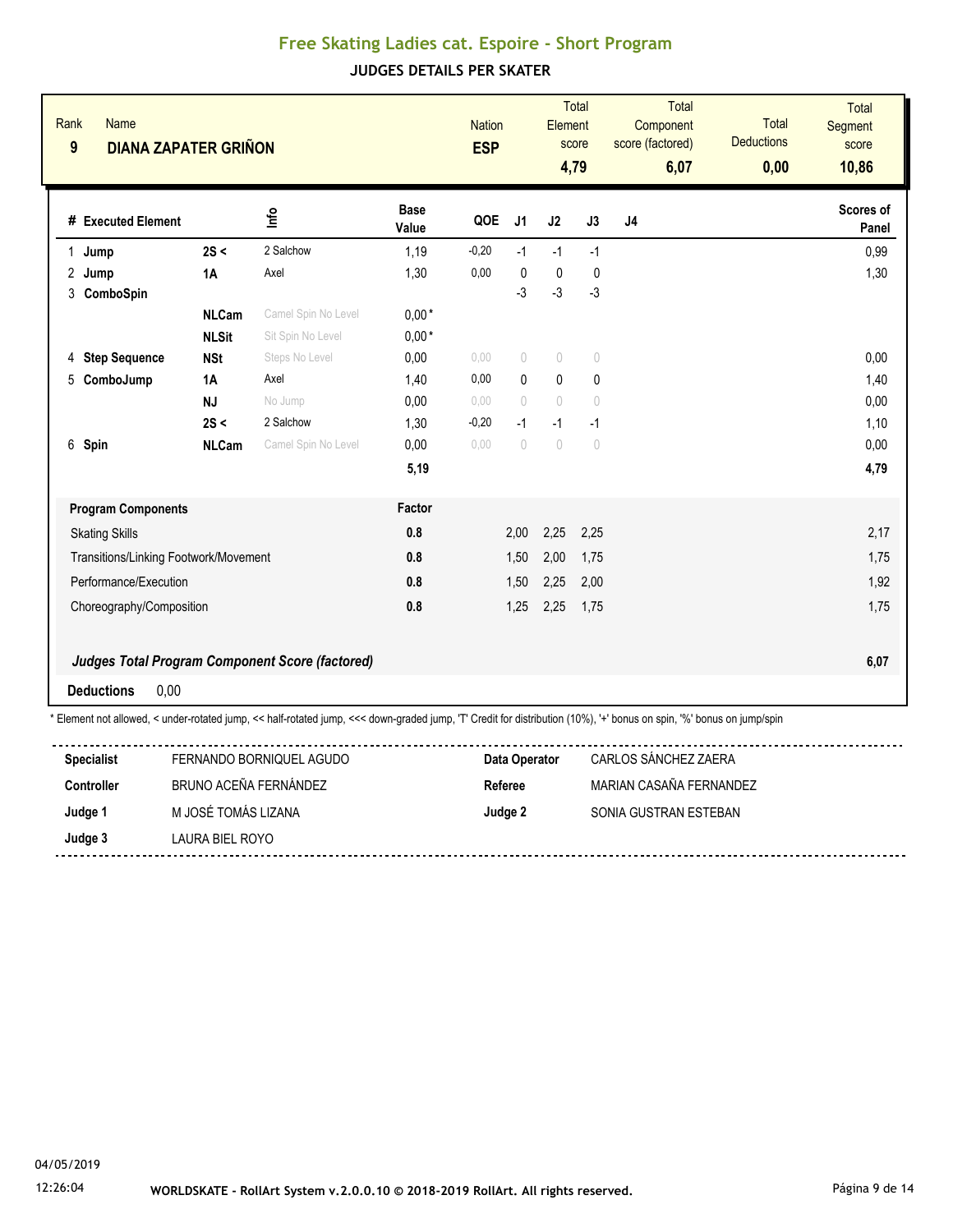# Free Skating Ladies cat. Espoire - Short Program

## JUDGES DETAILS PER SKATER

| Rank | Name | Nation | Total Element score | Total Component score (factored) | Total Deductions | Total Segment score |
|---|---|---|---|---|---|---|
| 9 | DIANA ZAPATER GRIÑON | ESP | 4,79 | 6,07 | 0,00 | 10,86 |

| # | Executed Element | | Info | Base Value | QOE | J1 | J2 | J3 | J4 | Scores of Panel |
|---|---|---|---|---|---|---|---|---|---|---|
| 1 | Jump | 2S < | 2 Salchow | 1,19 | -0,20 | -1 | -1 | -1 | | 0,99 |
| 2 | Jump | 1A | Axel | 1,30 | 0,00 | 0 | 0 | 0 | | 1,30 |
| 3 | ComboSpin | | | | | -3 | -3 | -3 | | |
| | | NLCam | Camel Spin No Level | 0,00* | | | | | | |
| | | NLSit | Sit Spin No Level | 0,00* | | | | | | |
| 4 | Step Sequence | NSt | Steps No Level | 0,00 | 0,00 | 0 | 0 | 0 | | 0,00 |
| 5 | ComboJump | 1A | Axel | 1,40 | 0,00 | 0 | 0 | 0 | | 1,40 |
| | | NJ | No Jump | 0,00 | 0,00 | 0 | 0 | 0 | | 0,00 |
| | | 2S < | 2 Salchow | 1,30 | -0,20 | -1 | -1 | -1 | | 1,10 |
| 6 | Spin | NLCam | Camel Spin No Level | 0,00 | 0,00 | 0 | 0 | 0 | | 0,00 |
| | | | | 5,19 | | | | | | 4,79 |

| Program Components | Factor | J1 | J2 | J3 | J4 | |
|---|---|---|---|---|---|---|
| Skating Skills | 0.8 | 2,00 | 2,25 | 2,25 | | 2,17 |
| Transitions/Linking Footwork/Movement | 0.8 | 1,50 | 2,00 | 1,75 | | 1,75 |
| Performance/Execution | 0.8 | 1,50 | 2,25 | 2,00 | | 1,92 |
| Choreography/Composition | 0.8 | 1,25 | 2,25 | 1,75 | | 1,75 |

***Judges Total Program Component Score (factored)*** **6,07**

**Deductions** 0,00

\* Element not allowed, < under-rotated jump, << half-rotated jump, <<< down-graded jump, 'T' Credit for distribution (10%), '+' bonus on spin, '%' bonus on jump/spin

| | | | |
|---|---|---|---|
| **Specialist** | FERNANDO BORNIQUEL AGUDO | **Data Operator** | CARLOS SÁNCHEZ ZAERA |
| **Controller** | BRUNO ACEÑA FERNÁNDEZ | **Referee** | MARIAN CASAÑA FERNANDEZ |
| **Judge 1** | M JOSÉ TOMÁS LIZANA | **Judge 2** | SONIA GUSTRAN ESTEBAN |
| **Judge 3** | LAURA BIEL ROYO | | |

04/05/2019
12:26:04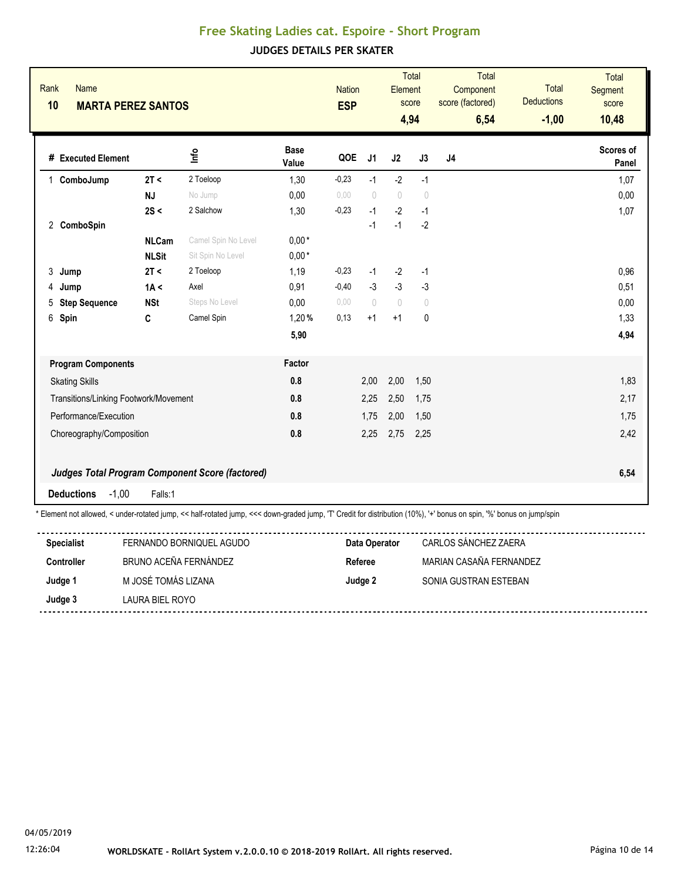# Free Skating Ladies cat. Espoire - Short Program

## JUDGES DETAILS PER SKATER

| Rank | Name | Nation | Total Element score | Total Component score (factored) | Total Deductions | Total Segment score |
|---|---|---|---|---|---|---|
| 10 | **MARTA PEREZ SANTOS** | **ESP** | **4,94** | **6,54** | **-1,00** | **10,48** |

| # | Executed Element | | Info | Base Value | QOE | J1 | J2 | J3 | J4 | Scores of Panel |
|---|---|---|---|---|---|---|---|---|---|---|
| 1 | **ComboJump** | **2T <** | 2 Toeloop | 1,30 | -0,23 | -1 | -2 | -1 | | 1,07 |
| | | **NJ** | No Jump | 0,00 | 0,00 | 0 | 0 | 0 | | 0,00 |
| | | **2S <** | 2 Salchow | 1,30 | -0,23 | -1 | -2 | -1 | | 1,07 |
| 2 | **ComboSpin** | | | | | -1 | -1 | -2 | | |
| | | **NLCam** | Camel Spin No Level | 0,00 * | | | | | | |
| | | **NLSit** | Sit Spin No Level | 0,00 * | | | | | | |
| 3 | **Jump** | **2T <** | 2 Toeloop | 1,19 | -0,23 | -1 | -2 | -1 | | 0,96 |
| 4 | **Jump** | **1A <** | Axel | 0,91 | -0,40 | -3 | -3 | -3 | | 0,51 |
| 5 | **Step Sequence** | **NSt** | Steps No Level | 0,00 | 0,00 | 0 | 0 | 0 | | 0,00 |
| 6 | **Spin** | **C** | Camel Spin | 1,20 % | 0,13 | +1 | +1 | 0 | | 1,33 |
| | | | | **5,90** | | | | | | **4,94** |

| Program Components | Factor | J1 | J2 | J3 | J4 | |
|---|---|---|---|---|---|---|
| Skating Skills | **0.8** | 2,00 | 2,00 | 1,50 | | 1,83 |
| Transitions/Linking Footwork/Movement | **0.8** | 2,25 | 2,50 | 1,75 | | 2,17 |
| Performance/Execution | **0.8** | 1,75 | 2,00 | 1,50 | | 1,75 |
| Choreography/Composition | **0.8** | 2,25 | 2,75 | 2,25 | | 2,42 |
| ***Judges Total Program Component Score (factored)*** | | | | | | **6,54** |

**Deductions** -1,00 Falls:1

\* Element not allowed, < under-rotated jump, << half-rotated jump, <<< down-graded jump, 'T' Credit for distribution (10%), '+' bonus on spin, '%' bonus on jump/spin

| | | | |
|---|---|---|---|
| **Specialist** | FERNANDO BORNIQUEL AGUDO | **Data Operator** | CARLOS SÁNCHEZ ZAERA |
| **Controller** | BRUNO ACEÑA FERNÁNDEZ | **Referee** | MARIAN CASAÑA FERNANDEZ |
| **Judge 1** | M JOSÉ TOMÁS LIZANA | **Judge 2** | SONIA GUSTRAN ESTEBAN |
| **Judge 3** | LAURA BIEL ROYO | | |

04/05/2019

12:26:04

WORLDSKATE - RollArt System v.2.0.0.10 © 2018-2019 RollArt. All rights reserved.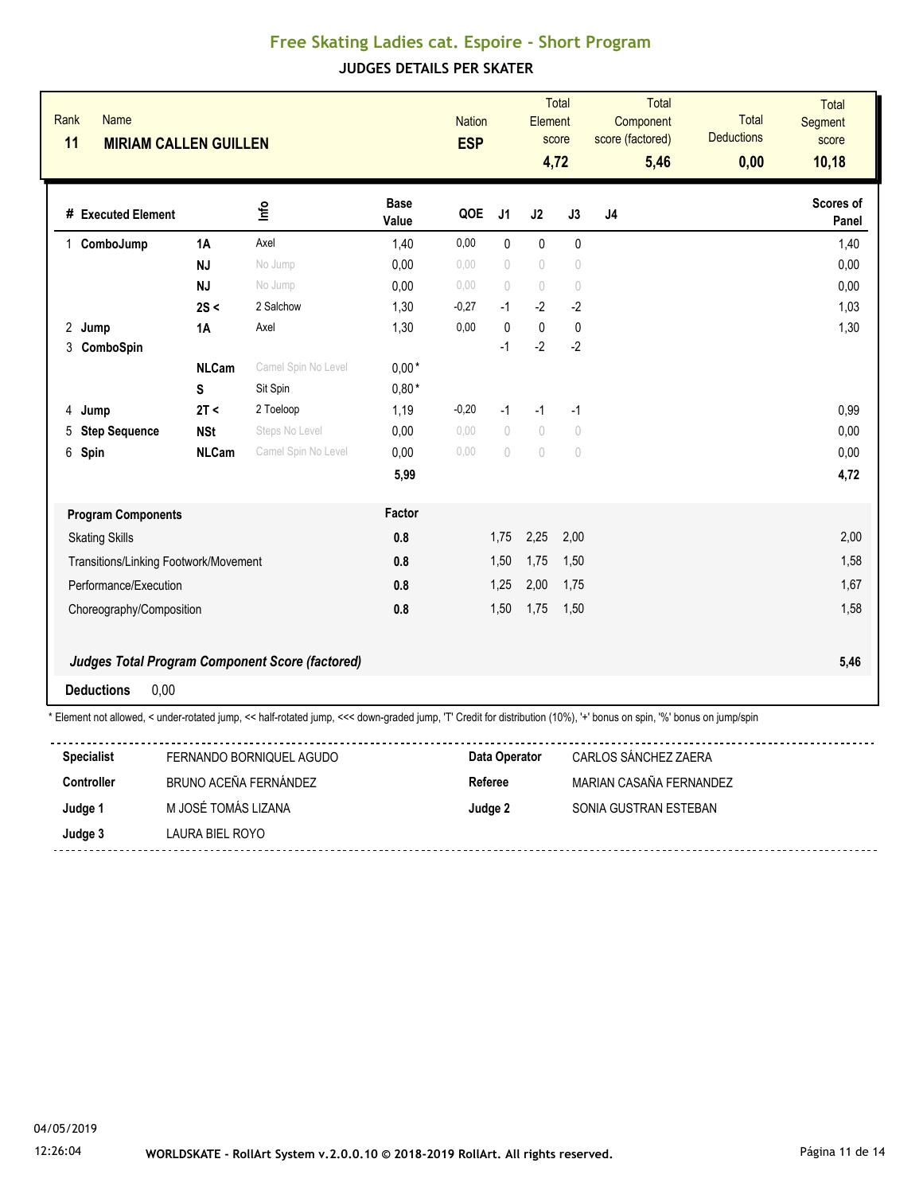# Free Skating Ladies cat. Espoire - Short Program

## JUDGES DETAILS PER SKATER

| Rank | Name | Nation | Total Element score | Total Component score (factored) | Total Deductions | Total Segment score |
|---|---|---|---|---|---|---|
| 11 | **MIRIAM CALLEN GUILLEN** | **ESP** | **4,72** | **5,46** | **0,00** | **10,18** |

| # | Executed Element | | Info | Base Value | QOE | J1 | J2 | J3 | J4 | Scores of Panel |
|---|---|---|---|---|---|---|---|---|---|---|
| 1 | ComboJump | 1A | Axel | 1,40 | 0,00 | 0 | 0 | 0 | | 1,40 |
| | | NJ | No Jump | 0,00 | 0,00 | 0 | 0 | 0 | | 0,00 |
| | | NJ | No Jump | 0,00 | 0,00 | 0 | 0 | 0 | | 0,00 |
| | | 2S < | 2 Salchow | 1,30 | -0,27 | -1 | -2 | -2 | | 1,03 |
| 2 | Jump | 1A | Axel | 1,30 | 0,00 | 0 | 0 | 0 | | 1,30 |
| 3 | ComboSpin | | | | | -1 | -2 | -2 | | |
| | | NLCam | Camel Spin No Level | 0,00 * | | | | | | |
| | | S | Sit Spin | 0,80 * | | | | | | |
| 4 | Jump | 2T < | 2 Toeloop | 1,19 | -0,20 | -1 | -1 | -1 | | 0,99 |
| 5 | Step Sequence | NSt | Steps No Level | 0,00 | 0,00 | 0 | 0 | 0 | | 0,00 |
| 6 | Spin | NLCam | Camel Spin No Level | 0,00 | 0,00 | 0 | 0 | 0 | | 0,00 |
| | | | | **5,99** | | | | | | **4,72** |

| Program Components | Factor | J1 | J2 | J3 | J4 | |
|---|---|---|---|---|---|---|
| Skating Skills | 0.8 | 1,75 | 2,25 | 2,00 | | 2,00 |
| Transitions/Linking Footwork/Movement | 0.8 | 1,50 | 1,75 | 1,50 | | 1,58 |
| Performance/Execution | 0.8 | 1,25 | 2,00 | 1,75 | | 1,67 |
| Choreography/Composition | 0.8 | 1,50 | 1,75 | 1,50 | | 1,58 |

***Judges Total Program Component Score (factored)*** **5,46**

**Deductions** 0,00

\* Element not allowed, < under-rotated jump, << half-rotated jump, <<< down-graded jump, 'T' Credit for distribution (10%), '+' bonus on spin, '%' bonus on jump/spin

| | | | |
|---|---|---|---|
| **Specialist** | FERNANDO BORNIQUEL AGUDO | **Data Operator** | CARLOS SÁNCHEZ ZAERA |
| **Controller** | BRUNO ACEÑA FERNÁNDEZ | **Referee** | MARIAN CASAÑA FERNANDEZ |
| **Judge 1** | M JOSÉ TOMÁS LIZANA | **Judge 2** | SONIA GUSTRAN ESTEBAN |
| **Judge 3** | LAURA BIEL ROYO | | |

04/05/2019

12:26:04

WORLDSKATE - RollArt System v.2.0.0.10 © 2018-2019 RollArt. All rights reserved.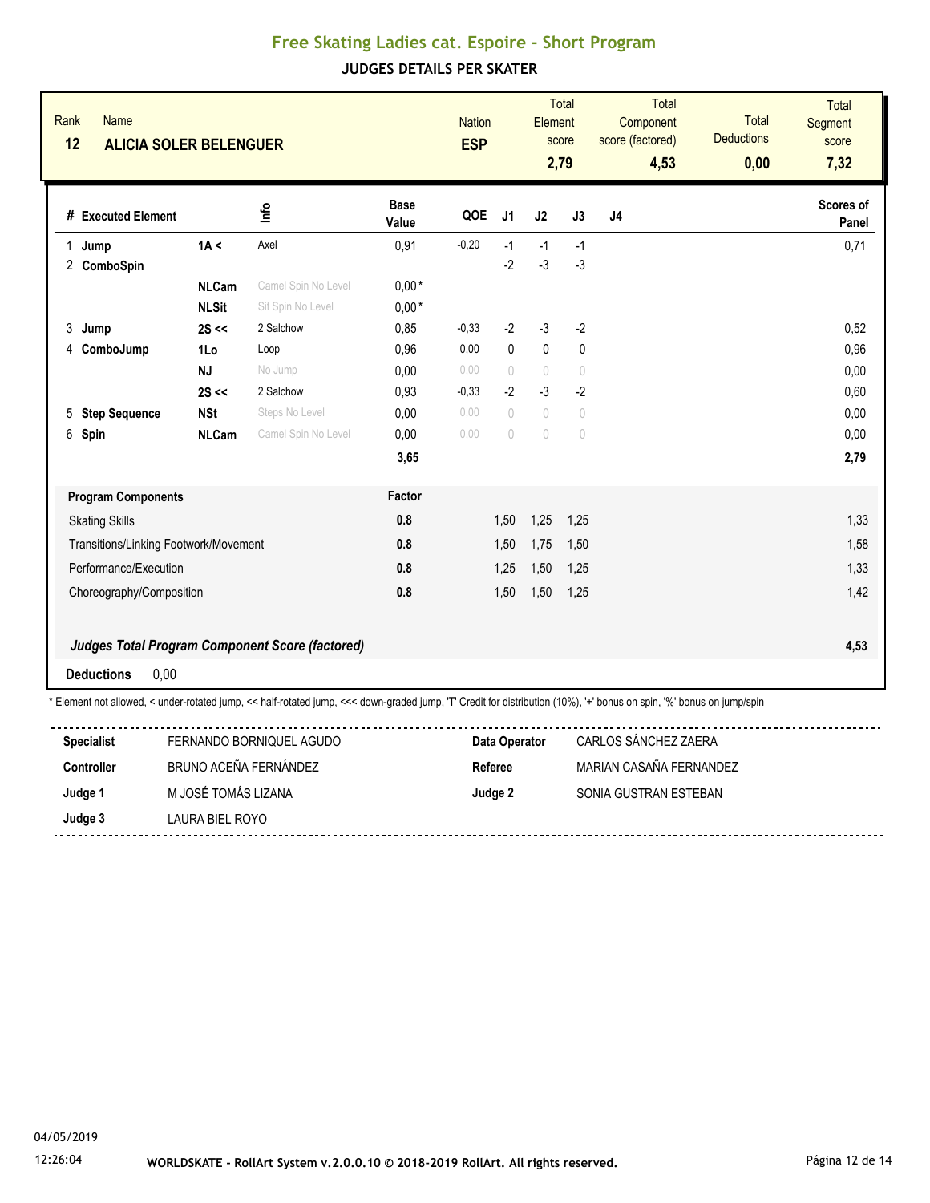# Free Skating Ladies cat. Espoire - Short Program

## JUDGES DETAILS PER SKATER

| Rank | Name | Nation | Total Element score | Total Component score (factored) | Total Deductions | Total Segment score |
|---|---|---|---|---|---|---|
| 12 | ALICIA SOLER BELENGUER | ESP | 2,79 | 4,53 | 0,00 | 7,32 |

| # | Executed Element | | Info | Base Value | QOE | J1 | J2 | J3 | J4 | Scores of Panel |
|---|---|---|---|---|---|---|---|---|---|---|
| 1 | Jump | 1A < | Axel | 0,91 | -0,20 | -1 | -1 | -1 | | 0,71 |
| 2 | ComboSpin | | | | | -2 | -3 | -3 | | |
| | | NLCam | Camel Spin No Level | 0,00 * | | | | | | |
| | | NLSit | Sit Spin No Level | 0,00 * | | | | | | |
| 3 | Jump | 2S << | 2 Salchow | 0,85 | -0,33 | -2 | -3 | -2 | | 0,52 |
| 4 | ComboJump | 1Lo | Loop | 0,96 | 0,00 | 0 | 0 | 0 | | 0,96 |
| | | NJ | No Jump | 0,00 | 0,00 | 0 | 0 | 0 | | 0,00 |
| | | 2S << | 2 Salchow | 0,93 | -0,33 | -2 | -3 | -2 | | 0,60 |
| 5 | Step Sequence | NSt | Steps No Level | 0,00 | 0,00 | 0 | 0 | 0 | | 0,00 |
| 6 | Spin | NLCam | Camel Spin No Level | 0,00 | 0,00 | 0 | 0 | 0 | | 0,00 |
| | | | | 3,65 | | | | | | 2,79 |

| Program Components | Factor | J1 | J2 | J3 | J4 | |
|---|---|---|---|---|---|---|
| Skating Skills | 0.8 | 1,50 | 1,25 | 1,25 | | 1,33 |
| Transitions/Linking Footwork/Movement | 0.8 | 1,50 | 1,75 | 1,50 | | 1,58 |
| Performance/Execution | 0.8 | 1,25 | 1,50 | 1,25 | | 1,33 |
| Choreography/Composition | 0.8 | 1,50 | 1,50 | 1,25 | | 1,42 |
| ***Judges Total Program Component Score (factored)*** | | | | | | **4,53** |

**Deductions** 0,00

\* Element not allowed, < under-rotated jump, << half-rotated jump, <<< down-graded jump, 'T' Credit for distribution (10%), '+' bonus on spin, '%' bonus on jump/spin

| | | | |
|---|---|---|---|
| **Specialist** | FERNANDO BORNIQUEL AGUDO | **Data Operator** | CARLOS SÁNCHEZ ZAERA |
| **Controller** | BRUNO ACEÑA FERNÁNDEZ | **Referee** | MARIAN CASAÑA FERNANDEZ |
| **Judge 1** | M JOSÉ TOMÁS LIZANA | **Judge 2** | SONIA GUSTRAN ESTEBAN |
| **Judge 3** | LAURA BIEL ROYO | | |

04/05/2019
12:26:04

WORLDSKATE - RollArt System v.2.0.0.10 © 2018-2019 RollArt. All rights reserved.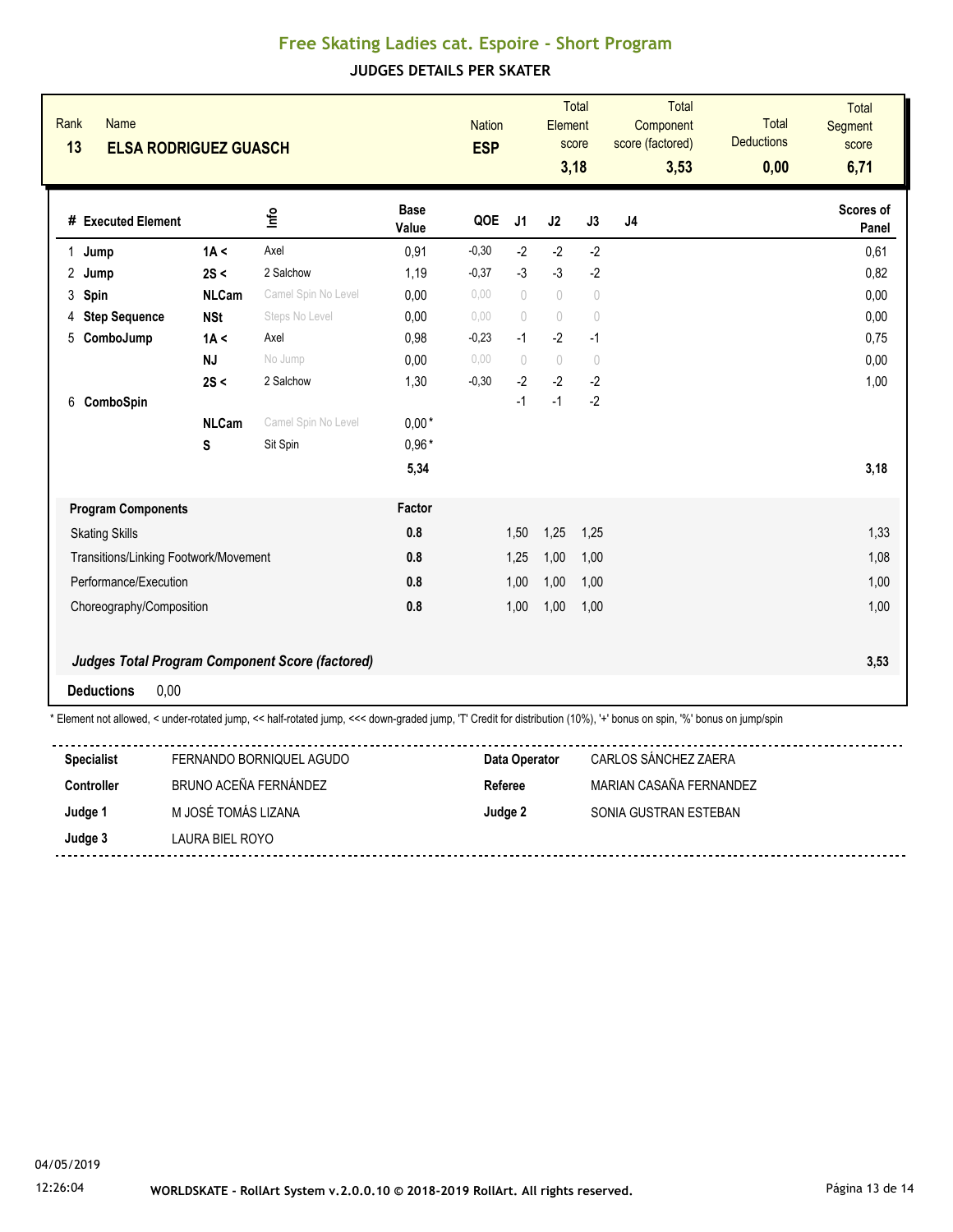## Free Skating Ladies cat. Espoire - Short Program

### JUDGES DETAILS PER SKATER

| Rank | Name | Nation | Total Element score | Total Component score (factored) | Total Deductions | Total Segment score |
|---|---|---|---|---|---|---|
| 13 | ELSA RODRIGUEZ GUASCH | ESP | 3,18 | 3,53 | 0,00 | 6,71 |

| # | Executed Element | | Info | Base Value | QOE | J1 | J2 | J3 | J4 | Scores of Panel |
|---|---|---|---|---|---|---|---|---|---|---|
| 1 | Jump | 1A < | Axel | 0,91 | -0,30 | -2 | -2 | -2 | | 0,61 |
| 2 | Jump | 2S < | 2 Salchow | 1,19 | -0,37 | -3 | -3 | -2 | | 0,82 |
| 3 | Spin | NLCam | Camel Spin No Level | 0,00 | 0,00 | 0 | 0 | 0 | | 0,00 |
| 4 | Step Sequence | NSt | Steps No Level | 0,00 | 0,00 | 0 | 0 | 0 | | 0,00 |
| 5 | ComboJump | 1A < | Axel | 0,98 | -0,23 | -1 | -2 | -1 | | 0,75 |
| | | NJ | No Jump | 0,00 | 0,00 | 0 | 0 | 0 | | 0,00 |
| | | 2S < | 2 Salchow | 1,30 | -0,30 | -2 | -2 | -2 | | 1,00 |
| 6 | ComboSpin | | | | | -1 | -1 | -2 | | |
| | | NLCam | Camel Spin No Level | 0,00* | | | | | | |
| | | S | Sit Spin | 0,96* | | | | | | |
| | | | | 5,34 | | | | | | 3,18 |

| Program Components | Factor | J1 | J2 | J3 | J4 | Scores of Panel |
|---|---|---|---|---|---|---|
| Skating Skills | 0.8 | 1,50 | 1,25 | 1,25 | | 1,33 |
| Transitions/Linking Footwork/Movement | 0.8 | 1,25 | 1,00 | 1,00 | | 1,08 |
| Performance/Execution | 0.8 | 1,00 | 1,00 | 1,00 | | 1,00 |
| Choreography/Composition | 0.8 | 1,00 | 1,00 | 1,00 | | 1,00 |
| ***Judges Total Program Component Score (factored)*** | | | | | | **3,53** |

**Deductions** 0,00

\* Element not allowed, < under-rotated jump, << half-rotated jump, <<< down-graded jump, 'T' Credit for distribution (10%), '+' bonus on spin, '%' bonus on jump/spin

| | | | |
|---|---|---|---|
| **Specialist** | FERNANDO BORNIQUEL AGUDO | **Data Operator** | CARLOS SÁNCHEZ ZAERA |
| **Controller** | BRUNO ACEÑA FERNÁNDEZ | **Referee** | MARIAN CASAÑA FERNANDEZ |
| **Judge 1** | M JOSÉ TOMÁS LIZANA | **Judge 2** | SONIA GUSTRAN ESTEBAN |
| **Judge 3** | LAURA BIEL ROYO | | |

04/05/2019
12:26:04

WORLDSKATE - RollArt System v.2.0.0.10 © 2018-2019 RollArt. All rights reserved.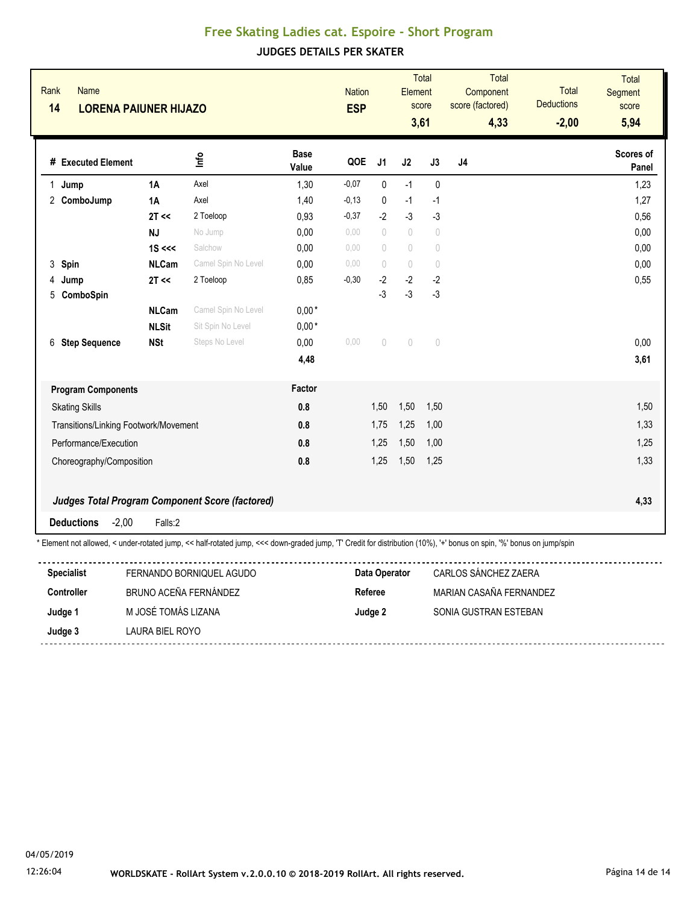# Free Skating Ladies cat. Espoire - Short Program

## JUDGES DETAILS PER SKATER

| Rank | Name | Nation | Total Element score | Total Component score (factored) | Total Deductions | Total Segment score |
|---|---|---|---|---|---|---|
| 14 | **LORENA PAIUNER HIJAZO** | **ESP** | **3,61** | **4,33** | **-2,00** | **5,94** |

| # | Executed Element | | Info | Base Value | QOE | J1 | J2 | J3 | J4 | Scores of Panel |
|---|---|---|---|---|---|---|---|---|---|---|
| 1 | Jump | 1A | Axel | 1,30 | -0,07 | 0 | -1 | 0 | | 1,23 |
| 2 | ComboJump | 1A | Axel | 1,40 | -0,13 | 0 | -1 | -1 | | 1,27 |
| | | 2T << | 2 Toeloop | 0,93 | -0,37 | -2 | -3 | -3 | | 0,56 |
| | | NJ | No Jump | 0,00 | 0,00 | 0 | 0 | 0 | | 0,00 |
| | | 1S <<< | Salchow | 0,00 | 0,00 | 0 | 0 | 0 | | 0,00 |
| 3 | Spin | NLCam | Camel Spin No Level | 0,00 | 0,00 | 0 | 0 | 0 | | 0,00 |
| 4 | Jump | 2T << | 2 Toeloop | 0,85 | -0,30 | -2 | -2 | -2 | | 0,55 |
| 5 | ComboSpin | | | | | -3 | -3 | -3 | | |
| | | NLCam | Camel Spin No Level | 0,00 * | | | | | | |
| | | NLSit | Sit Spin No Level | 0,00 * | | | | | | |
| 6 | Step Sequence | NSt | Steps No Level | 0,00 | 0,00 | 0 | 0 | 0 | | 0,00 |
| | | | | **4,48** | | | | | | **3,61** |

| Program Components | Factor | J1 | J2 | J3 | J4 | |
|---|---|---|---|---|---|---|
| Skating Skills | 0.8 | 1,50 | 1,50 | 1,50 | | 1,50 |
| Transitions/Linking Footwork/Movement | 0.8 | 1,75 | 1,25 | 1,00 | | 1,33 |
| Performance/Execution | 0.8 | 1,25 | 1,50 | 1,00 | | 1,25 |
| Choreography/Composition | 0.8 | 1,25 | 1,50 | 1,25 | | 1,33 |
| ***Judges Total Program Component Score (factored)*** | | | | | | **4,33** |

**Deductions** -2,00 Falls:2

\* Element not allowed, < under-rotated jump, << half-rotated jump, <<< down-graded jump, 'T' Credit for distribution (10%), '+' bonus on spin, '%' bonus on jump/spin

| | | | |
|---|---|---|---|
| **Specialist** | FERNANDO BORNIQUEL AGUDO | **Data Operator** | CARLOS SÁNCHEZ ZAERA |
| **Controller** | BRUNO ACEÑA FERNÁNDEZ | **Referee** | MARIAN CASAÑA FERNANDEZ |
| **Judge 1** | M JOSÉ TOMÁS LIZANA | **Judge 2** | SONIA GUSTRAN ESTEBAN |
| **Judge 3** | LAURA BIEL ROYO | | |

04/05/2019
12:26:04

WORLDSKATE - RollArt System v.2.0.0.10 © 2018-2019 RollArt. All rights reserved.